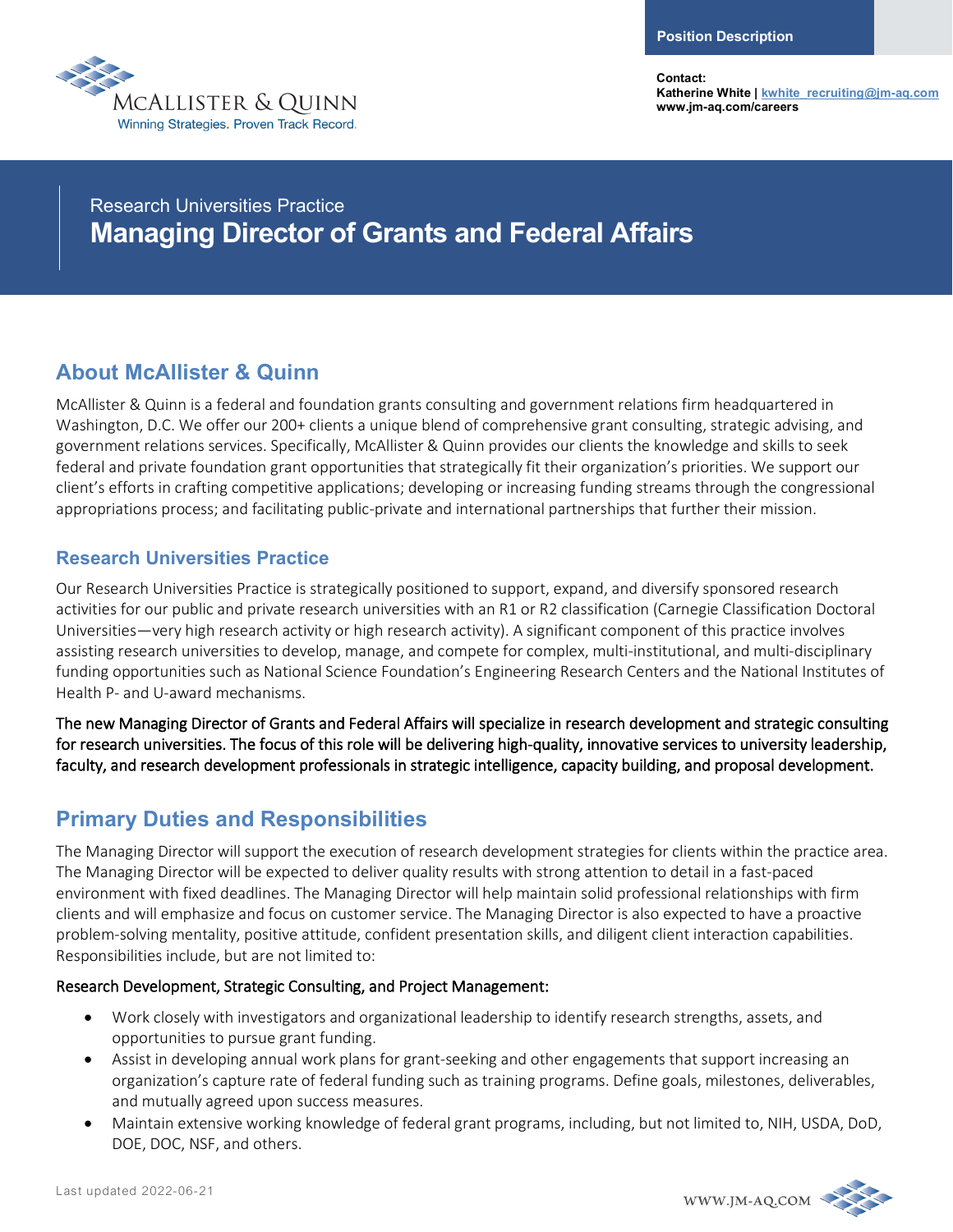McALLISTER & QUINN
Winning Strategies. Proven Track Record.

**Position Description**

**Contact:**
**Katherine White | kwhite_recruiting@jm-aq.com**
**www.jm-aq.com/careers**

Research Universities Practice

# Managing Director of Grants and Federal Affairs

## About McAllister & Quinn

McAllister & Quinn is a federal and foundation grants consulting and government relations firm headquartered in Washington, D.C. We offer our 200+ clients a unique blend of comprehensive grant consulting, strategic advising, and government relations services. Specifically, McAllister & Quinn provides our clients the knowledge and skills to seek federal and private foundation grant opportunities that strategically fit their organization's priorities. We support our client's efforts in crafting competitive applications; developing or increasing funding streams through the congressional appropriations process; and facilitating public-private and international partnerships that further their mission.

### Research Universities Practice

Our Research Universities Practice is strategically positioned to support, expand, and diversify sponsored research activities for our public and private research universities with an R1 or R2 classification (Carnegie Classification Doctoral Universities—very high research activity or high research activity). A significant component of this practice involves assisting research universities to develop, manage, and compete for complex, multi-institutional, and multi-disciplinary funding opportunities such as National Science Foundation's Engineering Research Centers and the National Institutes of Health P- and U-award mechanisms.

The new Managing Director of Grants and Federal Affairs will specialize in research development and strategic consulting for research universities. The focus of this role will be delivering high-quality, innovative services to university leadership, faculty, and research development professionals in strategic intelligence, capacity building, and proposal development.

## Primary Duties and Responsibilities

The Managing Director will support the execution of research development strategies for clients within the practice area. The Managing Director will be expected to deliver quality results with strong attention to detail in a fast-paced environment with fixed deadlines. The Managing Director will help maintain solid professional relationships with firm clients and will emphasize and focus on customer service. The Managing Director is also expected to have a proactive problem-solving mentality, positive attitude, confident presentation skills, and diligent client interaction capabilities. Responsibilities include, but are not limited to:

Research Development, Strategic Consulting, and Project Management:

- Work closely with investigators and organizational leadership to identify research strengths, assets, and opportunities to pursue grant funding.
- Assist in developing annual work plans for grant-seeking and other engagements that support increasing an organization's capture rate of federal funding such as training programs. Define goals, milestones, deliverables, and mutually agreed upon success measures.
- Maintain extensive working knowledge of federal grant programs, including, but not limited to, NIH, USDA, DoD, DOE, DOC, NSF, and others.

Last updated 2022-06-21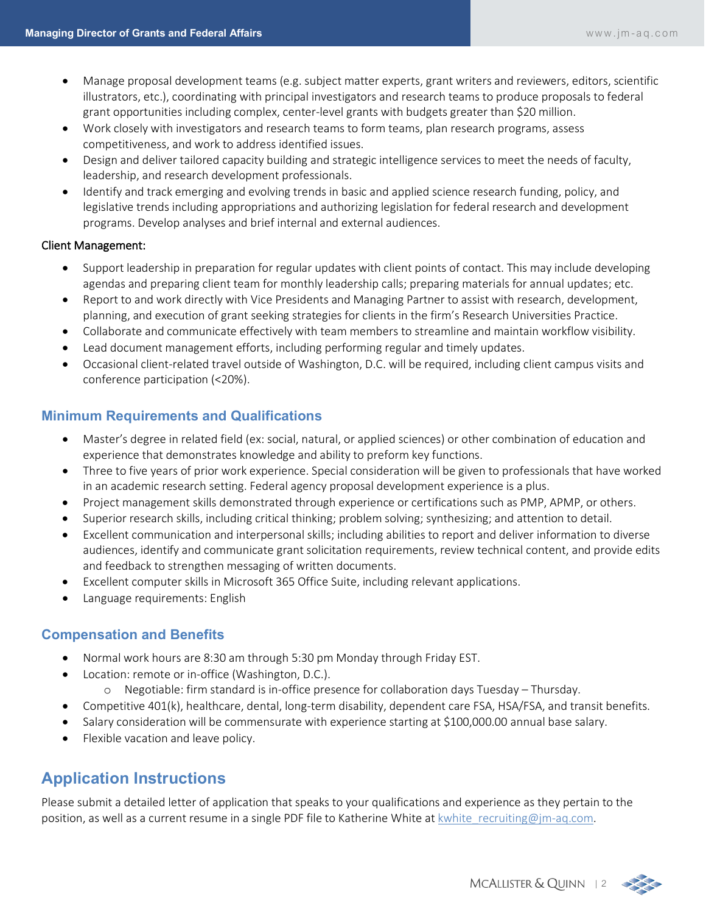- Manage proposal development teams (e.g. subject matter experts, grant writers and reviewers, editors, scientific illustrators, etc.), coordinating with principal investigators and research teams to produce proposals to federal grant opportunities including complex, center-level grants with budgets greater than $20 million.
- Work closely with investigators and research teams to form teams, plan research programs, assess competitiveness, and work to address identified issues.
- Design and deliver tailored capacity building and strategic intelligence services to meet the needs of faculty, leadership, and research development professionals.
- Identify and track emerging and evolving trends in basic and applied science research funding, policy, and legislative trends including appropriations and authorizing legislation for federal research and development programs. Develop analyses and brief internal and external audiences.

Client Management:

- Support leadership in preparation for regular updates with client points of contact. This may include developing agendas and preparing client team for monthly leadership calls; preparing materials for annual updates; etc.
- Report to and work directly with Vice Presidents and Managing Partner to assist with research, development, planning, and execution of grant seeking strategies for clients in the firm's Research Universities Practice.
- Collaborate and communicate effectively with team members to streamline and maintain workflow visibility.
- Lead document management efforts, including performing regular and timely updates.
- Occasional client-related travel outside of Washington, D.C. will be required, including client campus visits and conference participation (<20%).

### Minimum Requirements and Qualifications

- Master's degree in related field (ex: social, natural, or applied sciences) or other combination of education and experience that demonstrates knowledge and ability to preform key functions.
- Three to five years of prior work experience. Special consideration will be given to professionals that have worked in an academic research setting. Federal agency proposal development experience is a plus.
- Project management skills demonstrated through experience or certifications such as PMP, APMP, or others.
- Superior research skills, including critical thinking; problem solving; synthesizing; and attention to detail.
- Excellent communication and interpersonal skills; including abilities to report and deliver information to diverse audiences, identify and communicate grant solicitation requirements, review technical content, and provide edits and feedback to strengthen messaging of written documents.
- Excellent computer skills in Microsoft 365 Office Suite, including relevant applications.
- Language requirements: English

### Compensation and Benefits

- Normal work hours are 8:30 am through 5:30 pm Monday through Friday EST.
- Location: remote or in-office (Washington, D.C.).
  - Negotiable: firm standard is in-office presence for collaboration days Tuesday – Thursday.
- Competitive 401(k), healthcare, dental, long-term disability, dependent care FSA, HSA/FSA, and transit benefits.
- Salary consideration will be commensurate with experience starting at $100,000.00 annual base salary.
- Flexible vacation and leave policy.

## Application Instructions

Please submit a detailed letter of application that speaks to your qualifications and experience as they pertain to the position, as well as a current resume in a single PDF file to Katherine White at kwhite_recruiting@jm-aq.com.